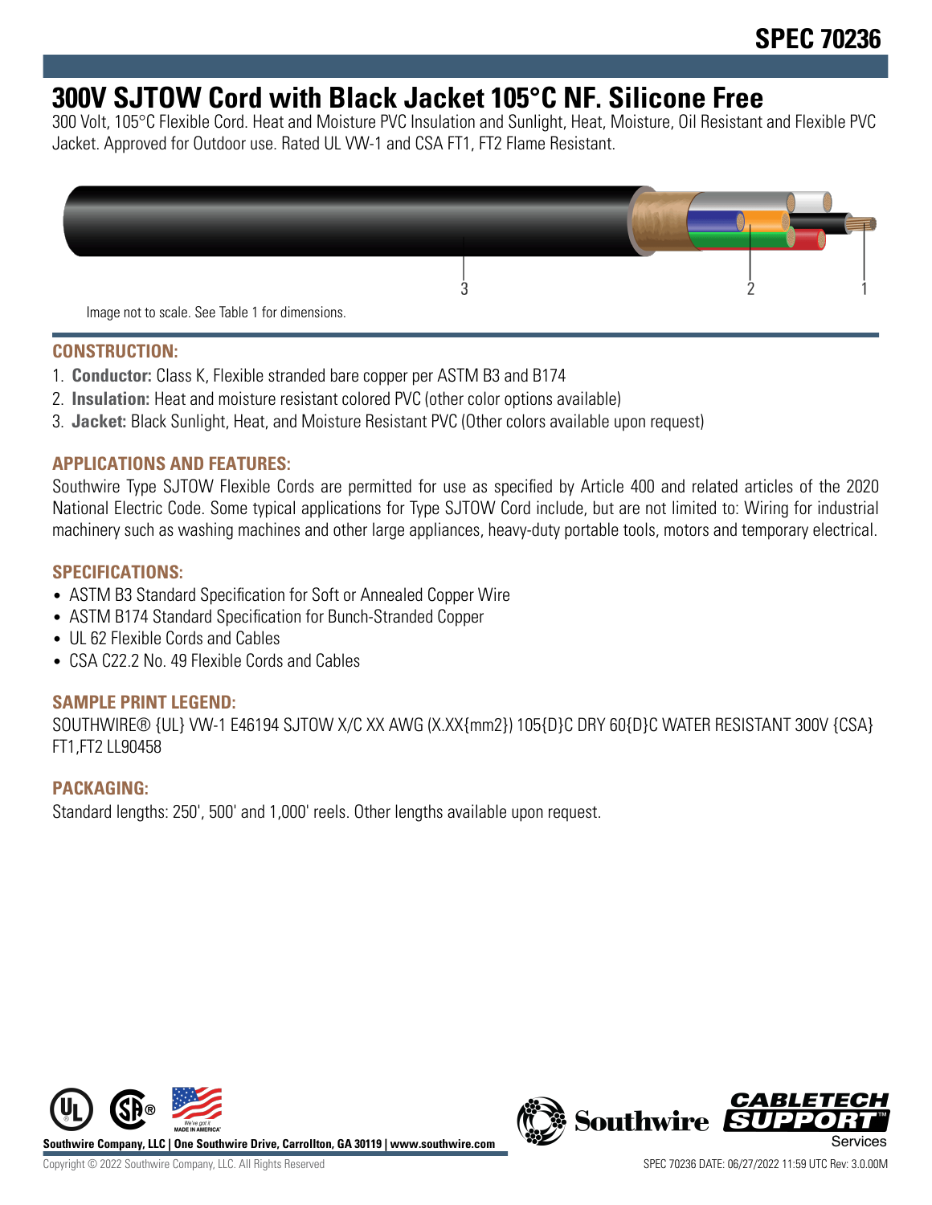# SPEC 70236

## 300V SJTOW Cord with Black Jacket 105°C NF. Silicone Free

300 Volt, 105°C Flexible Cord. Heat and Moisture PVC Insulation and Sunlight, Heat, Moisture, Oil Resistant and Flexible PVC Jacket. Approved for Outdoor use. Rated UL VW-1 and CSA FT1, FT2 Flame Resistant.

Image not to scale. See Table 1 for dimensions.

### CONSTRUCTION:

1. **Conductor:** Class K, Flexible stranded bare copper per ASTM B3 and B174
2. **Insulation:** Heat and moisture resistant colored PVC (other color options available)
3. **Jacket:** Black Sunlight, Heat, and Moisture Resistant PVC (Other colors available upon request)

### APPLICATIONS AND FEATURES:

Southwire Type SJTOW Flexible Cords are permitted for use as specified by Article 400 and related articles of the 2020 National Electric Code. Some typical applications for Type SJTOW Cord include, but are not limited to: Wiring for industrial machinery such as washing machines and other large appliances, heavy-duty portable tools, motors and temporary electrical.

### SPECIFICATIONS:

- ASTM B3 Standard Specification for Soft or Annealed Copper Wire
- ASTM B174 Standard Specification for Bunch-Stranded Copper
- UL 62 Flexible Cords and Cables
- CSA C22.2 No. 49 Flexible Cords and Cables

### SAMPLE PRINT LEGEND:

SOUTHWIRE® {UL} VW-1 E46194 SJTOW X/C XX AWG (X.XX{mm2}) 105{D}C DRY 60{D}C WATER RESISTANT 300V {CSA} FT1,FT2 LL90458

### PACKAGING:

Standard lengths: 250', 500' and 1,000' reels. Other lengths available upon request.

Southwire Company, LLC | One Southwire Drive, Carrollton, GA 30119 | www.southwire.com

Copyright © 2022 Southwire Company, LLC. All Rights Reserved

SPEC 70236 DATE: 06/27/2022 11:59 UTC Rev: 3.0.00M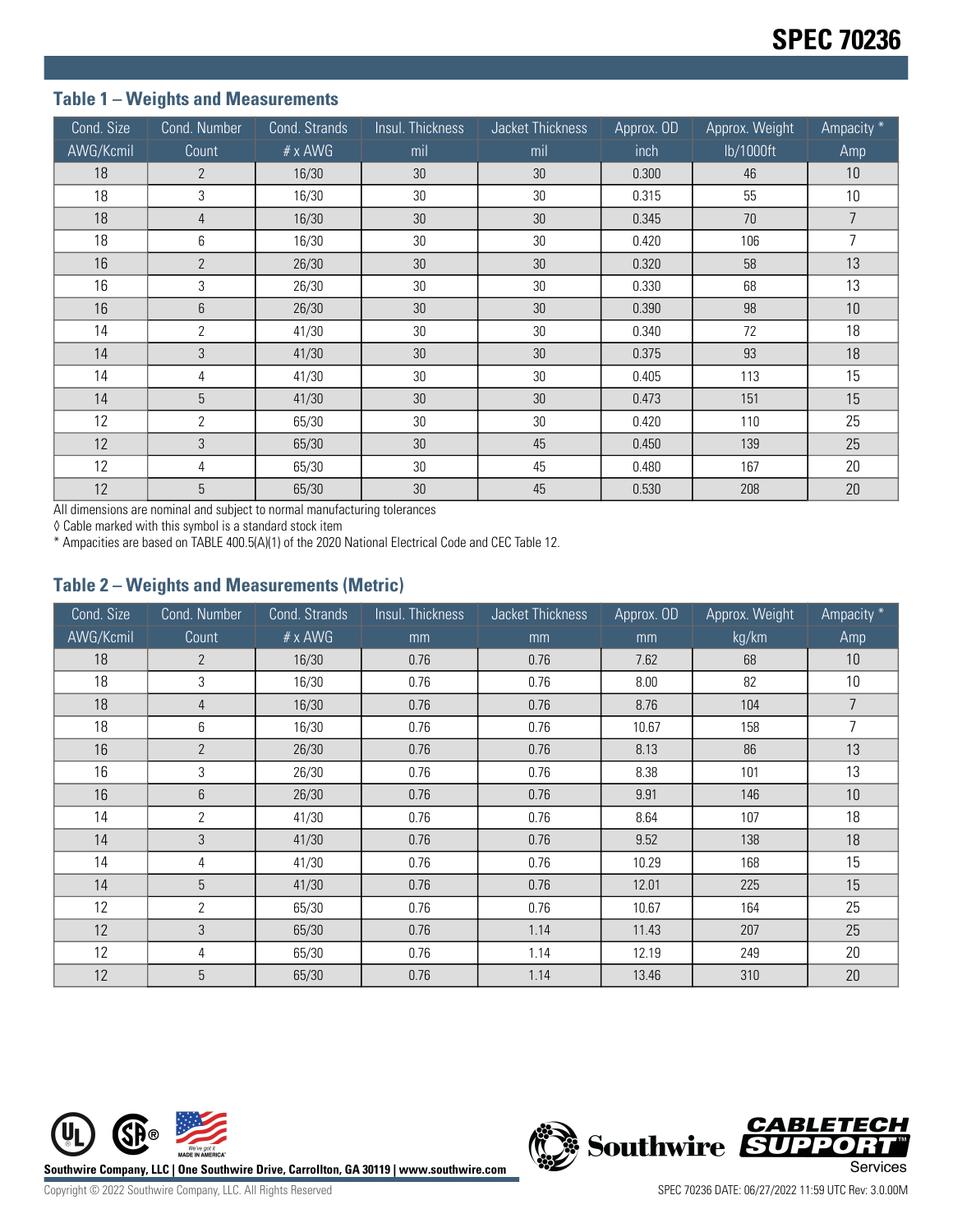# SPEC 70236

## Table 1 – Weights and Measurements

| Cond. Size | Cond. Number | Cond. Strands | Insul. Thickness | Jacket Thickness | Approx. OD | Approx. Weight | Ampacity * |
|---|---|---|---|---|---|---|---|
| AWG/Kcmil | Count | # x AWG | mil | mil | inch | lb/1000ft | Amp |
| 18 | 2 | 16/30 | 30 | 30 | 0.300 | 46 | 10 |
| 18 | 3 | 16/30 | 30 | 30 | 0.315 | 55 | 10 |
| 18 | 4 | 16/30 | 30 | 30 | 0.345 | 70 | 7 |
| 18 | 6 | 16/30 | 30 | 30 | 0.420 | 106 | 7 |
| 16 | 2 | 26/30 | 30 | 30 | 0.320 | 58 | 13 |
| 16 | 3 | 26/30 | 30 | 30 | 0.330 | 68 | 13 |
| 16 | 6 | 26/30 | 30 | 30 | 0.390 | 98 | 10 |
| 14 | 2 | 41/30 | 30 | 30 | 0.340 | 72 | 18 |
| 14 | 3 | 41/30 | 30 | 30 | 0.375 | 93 | 18 |
| 14 | 4 | 41/30 | 30 | 30 | 0.405 | 113 | 15 |
| 14 | 5 | 41/30 | 30 | 30 | 0.473 | 151 | 15 |
| 12 | 2 | 65/30 | 30 | 30 | 0.420 | 110 | 25 |
| 12 | 3 | 65/30 | 30 | 45 | 0.450 | 139 | 25 |
| 12 | 4 | 65/30 | 30 | 45 | 0.480 | 167 | 20 |
| 12 | 5 | 65/30 | 30 | 45 | 0.530 | 208 | 20 |

All dimensions are nominal and subject to normal manufacturing tolerances

◊ Cable marked with this symbol is a standard stock item

* Ampacities are based on TABLE 400.5(A)(1) of the 2020 National Electrical Code and CEC Table 12.

## Table 2 – Weights and Measurements (Metric)

| Cond. Size | Cond. Number | Cond. Strands | Insul. Thickness | Jacket Thickness | Approx. OD | Approx. Weight | Ampacity * |
|---|---|---|---|---|---|---|---|
| AWG/Kcmil | Count | # x AWG | mm | mm | mm | kg/km | Amp |
| 18 | 2 | 16/30 | 0.76 | 0.76 | 7.62 | 68 | 10 |
| 18 | 3 | 16/30 | 0.76 | 0.76 | 8.00 | 82 | 10 |
| 18 | 4 | 16/30 | 0.76 | 0.76 | 8.76 | 104 | 7 |
| 18 | 6 | 16/30 | 0.76 | 0.76 | 10.67 | 158 | 7 |
| 16 | 2 | 26/30 | 0.76 | 0.76 | 8.13 | 86 | 13 |
| 16 | 3 | 26/30 | 0.76 | 0.76 | 8.38 | 101 | 13 |
| 16 | 6 | 26/30 | 0.76 | 0.76 | 9.91 | 146 | 10 |
| 14 | 2 | 41/30 | 0.76 | 0.76 | 8.64 | 107 | 18 |
| 14 | 3 | 41/30 | 0.76 | 0.76 | 9.52 | 138 | 18 |
| 14 | 4 | 41/30 | 0.76 | 0.76 | 10.29 | 168 | 15 |
| 14 | 5 | 41/30 | 0.76 | 0.76 | 12.01 | 225 | 15 |
| 12 | 2 | 65/30 | 0.76 | 0.76 | 10.67 | 164 | 25 |
| 12 | 3 | 65/30 | 0.76 | 1.14 | 11.43 | 207 | 25 |
| 12 | 4 | 65/30 | 0.76 | 1.14 | 12.19 | 249 | 20 |
| 12 | 5 | 65/30 | 0.76 | 1.14 | 13.46 | 310 | 20 |

Southwire Company, LLC | One Southwire Drive, Carrollton, GA 30119 | www.southwire.com

Copyright © 2022 Southwire Company, LLC. All Rights Reserved

SPEC 70236 DATE: 06/27/2022 11:59 UTC Rev: 3.0.00M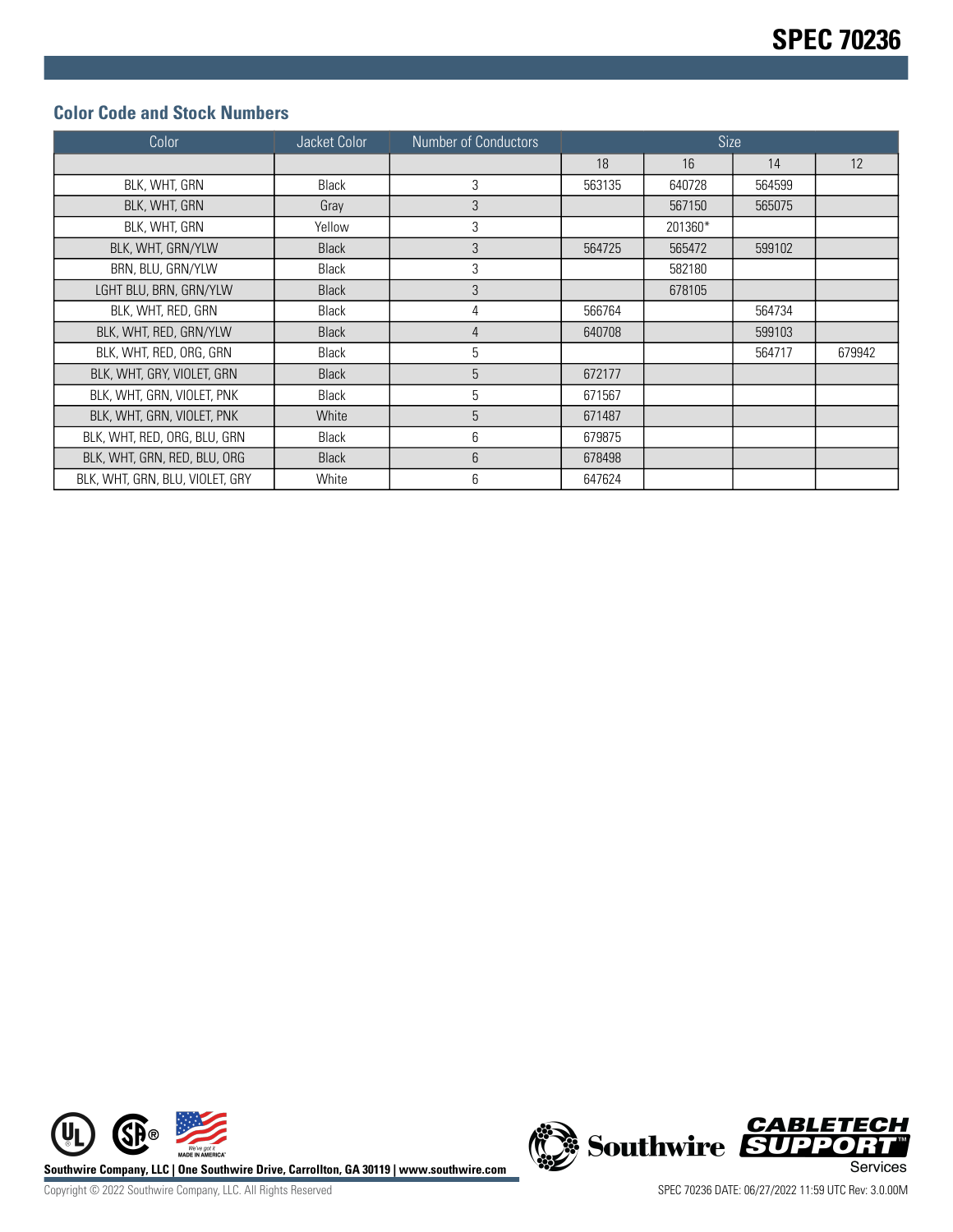## Color Code and Stock Numbers

| Color | Jacket Color | Number of Conductors | Size | | | |
|---|---|---|---|---|---|---|
| | | | 18 | 16 | 14 | 12 |
| BLK, WHT, GRN | Black | 3 | 563135 | 640728 | 564599 | |
| BLK, WHT, GRN | Gray | 3 | | 567150 | 565075 | |
| BLK, WHT, GRN | Yellow | 3 | | 201360* | | |
| BLK, WHT, GRN/YLW | Black | 3 | 564725 | 565472 | 599102 | |
| BRN, BLU, GRN/YLW | Black | 3 | | 582180 | | |
| LGHT BLU, BRN, GRN/YLW | Black | 3 | | 678105 | | |
| BLK, WHT, RED, GRN | Black | 4 | 566764 | | 564734 | |
| BLK, WHT, RED, GRN/YLW | Black | 4 | 640708 | | 599103 | |
| BLK, WHT, RED, ORG, GRN | Black | 5 | | | 564717 | 679942 |
| BLK, WHT, GRY, VIOLET, GRN | Black | 5 | 672177 | | | |
| BLK, WHT, GRN, VIOLET, PNK | Black | 5 | 671567 | | | |
| BLK, WHT, GRN, VIOLET, PNK | White | 5 | 671487 | | | |
| BLK, WHT, RED, ORG, BLU, GRN | Black | 6 | 679875 | | | |
| BLK, WHT, GRN, RED, BLU, ORG | Black | 6 | 678498 | | | |
| BLK, WHT, GRN, BLU, VIOLET, GRY | White | 6 | 647624 | | | |